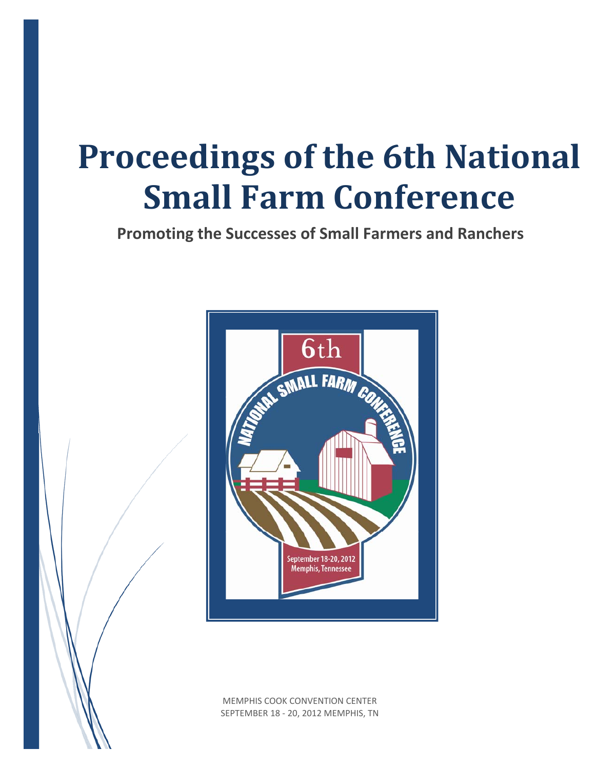# Proceedings of the 6th National Small Farm Conference

**Promoting the Successes of Small Farmers and Ranchers**

6th

NATIONAL SMALL FARM CONFERENCE

September 18-20, 2012
Memphis, Tennessee

MEMPHIS COOK CONVENTION CENTER
SEPTEMBER 18 - 20, 2012 MEMPHIS, TN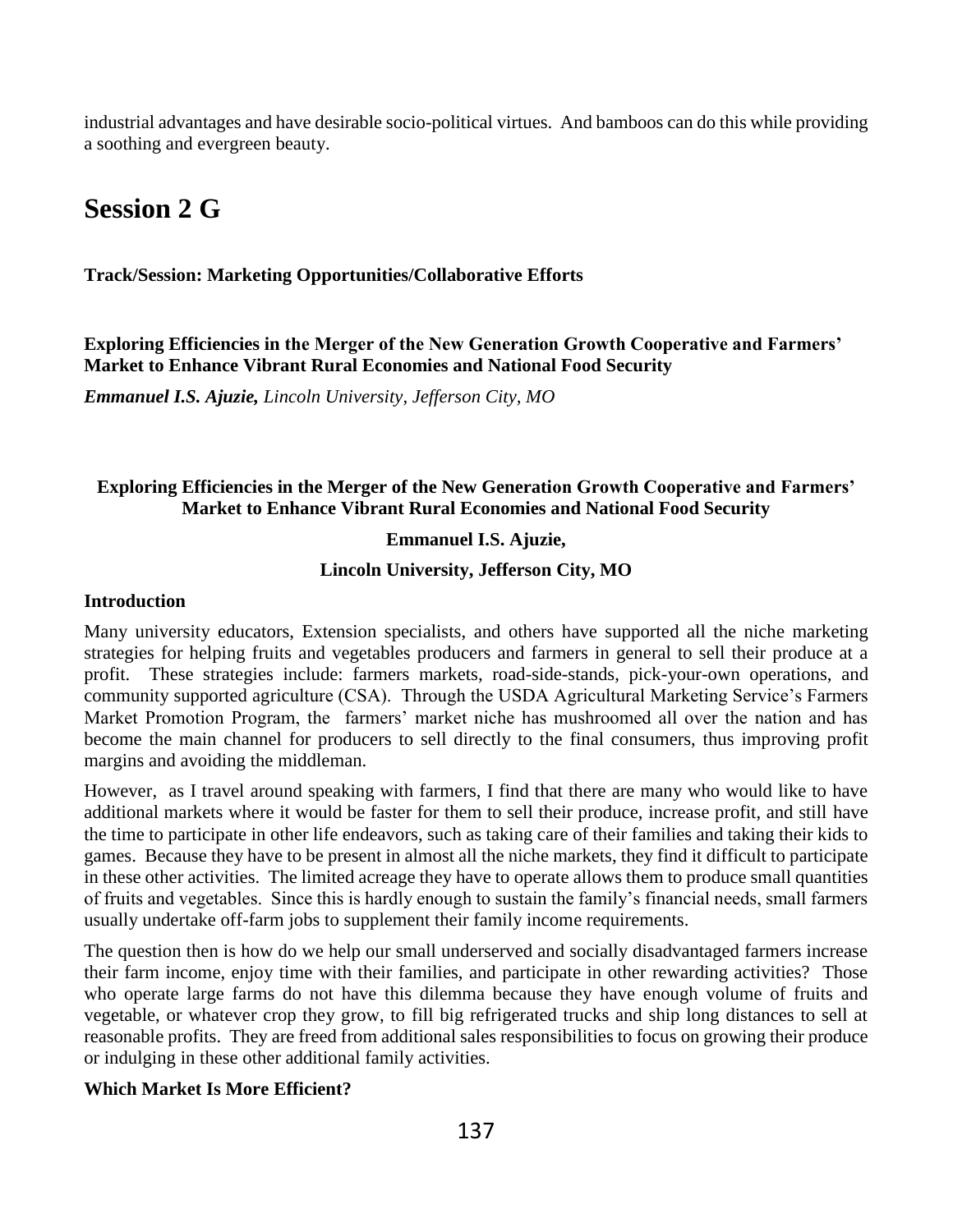industrial advantages and have desirable socio-political virtues. And bamboos can do this while providing a soothing and evergreen beauty.

# Session 2 G

**Track/Session: Marketing Opportunities/Collaborative Efforts**

**Exploring Efficiencies in the Merger of the New Generation Growth Cooperative and Farmers' Market to Enhance Vibrant Rural Economies and National Food Security**

***Emmanuel I.S. Ajuzie,*** *Lincoln University, Jefferson City, MO*

## Exploring Efficiencies in the Merger of the New Generation Growth Cooperative and Farmers' Market to Enhance Vibrant Rural Economies and National Food Security

**Emmanuel I.S. Ajuzie,**

**Lincoln University, Jefferson City, MO**

### Introduction

Many university educators, Extension specialists, and others have supported all the niche marketing strategies for helping fruits and vegetables producers and farmers in general to sell their produce at a profit. These strategies include: farmers markets, road-side-stands, pick-your-own operations, and community supported agriculture (CSA). Through the USDA Agricultural Marketing Service's Farmers Market Promotion Program, the farmers' market niche has mushroomed all over the nation and has become the main channel for producers to sell directly to the final consumers, thus improving profit margins and avoiding the middleman.

However, as I travel around speaking with farmers, I find that there are many who would like to have additional markets where it would be faster for them to sell their produce, increase profit, and still have the time to participate in other life endeavors, such as taking care of their families and taking their kids to games. Because they have to be present in almost all the niche markets, they find it difficult to participate in these other activities. The limited acreage they have to operate allows them to produce small quantities of fruits and vegetables. Since this is hardly enough to sustain the family's financial needs, small farmers usually undertake off-farm jobs to supplement their family income requirements.

The question then is how do we help our small underserved and socially disadvantaged farmers increase their farm income, enjoy time with their families, and participate in other rewarding activities? Those who operate large farms do not have this dilemma because they have enough volume of fruits and vegetable, or whatever crop they grow, to fill big refrigerated trucks and ship long distances to sell at reasonable profits. They are freed from additional sales responsibilities to focus on growing their produce or indulging in these other additional family activities.

### Which Market Is More Efficient?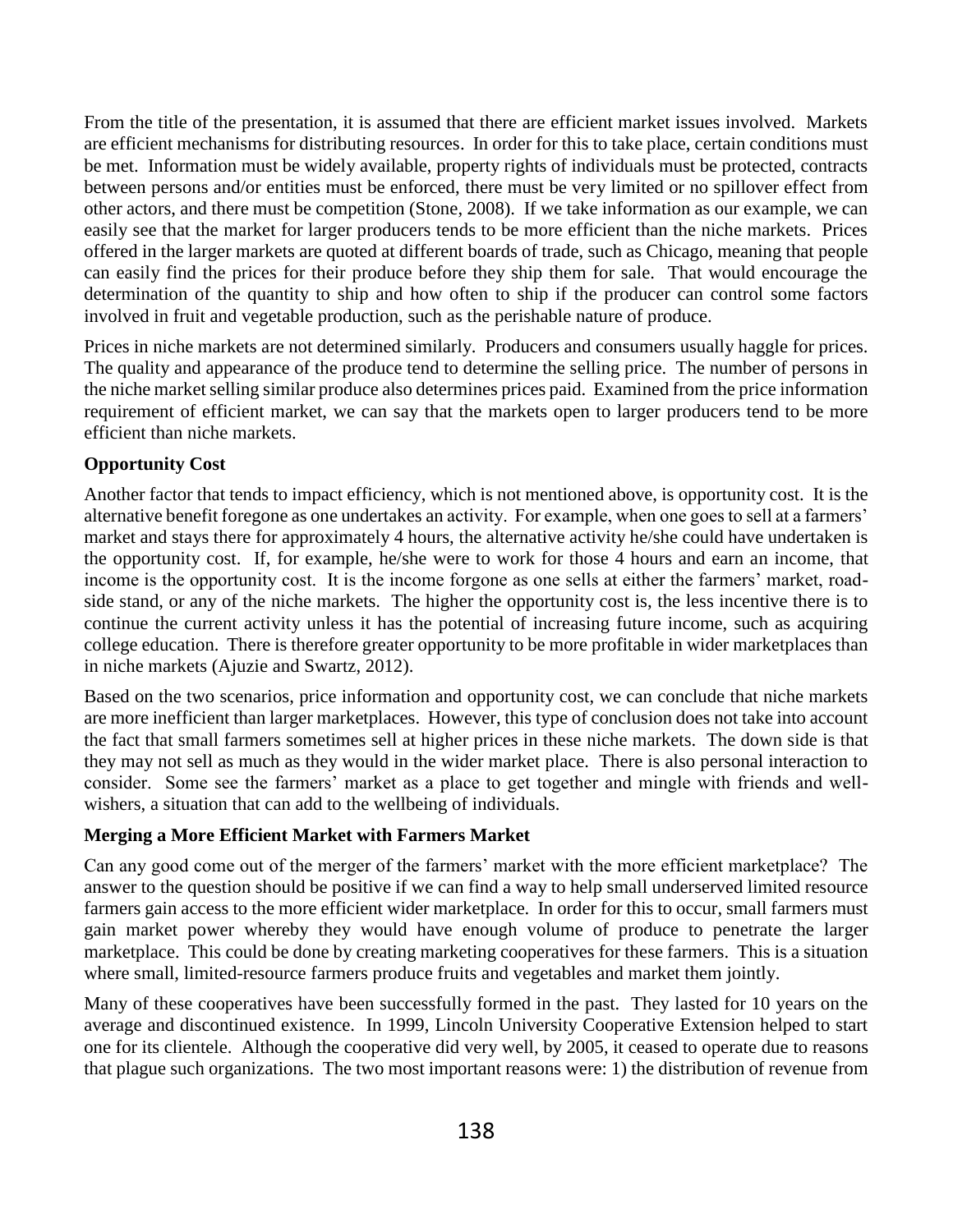From the title of the presentation, it is assumed that there are efficient market issues involved. Markets are efficient mechanisms for distributing resources. In order for this to take place, certain conditions must be met. Information must be widely available, property rights of individuals must be protected, contracts between persons and/or entities must be enforced, there must be very limited or no spillover effect from other actors, and there must be competition (Stone, 2008). If we take information as our example, we can easily see that the market for larger producers tends to be more efficient than the niche markets. Prices offered in the larger markets are quoted at different boards of trade, such as Chicago, meaning that people can easily find the prices for their produce before they ship them for sale. That would encourage the determination of the quantity to ship and how often to ship if the producer can control some factors involved in fruit and vegetable production, such as the perishable nature of produce.

Prices in niche markets are not determined similarly. Producers and consumers usually haggle for prices. The quality and appearance of the produce tend to determine the selling price. The number of persons in the niche market selling similar produce also determines prices paid. Examined from the price information requirement of efficient market, we can say that the markets open to larger producers tend to be more efficient than niche markets.

**Opportunity Cost**

Another factor that tends to impact efficiency, which is not mentioned above, is opportunity cost. It is the alternative benefit foregone as one undertakes an activity. For example, when one goes to sell at a farmers' market and stays there for approximately 4 hours, the alternative activity he/she could have undertaken is the opportunity cost. If, for example, he/she were to work for those 4 hours and earn an income, that income is the opportunity cost. It is the income forgone as one sells at either the farmers' market, road-side stand, or any of the niche markets. The higher the opportunity cost is, the less incentive there is to continue the current activity unless it has the potential of increasing future income, such as acquiring college education. There is therefore greater opportunity to be more profitable in wider marketplaces than in niche markets (Ajuzie and Swartz, 2012).

Based on the two scenarios, price information and opportunity cost, we can conclude that niche markets are more inefficient than larger marketplaces. However, this type of conclusion does not take into account the fact that small farmers sometimes sell at higher prices in these niche markets. The down side is that they may not sell as much as they would in the wider market place. There is also personal interaction to consider. Some see the farmers' market as a place to get together and mingle with friends and well-wishers, a situation that can add to the wellbeing of individuals.

**Merging a More Efficient Market with Farmers Market**

Can any good come out of the merger of the farmers' market with the more efficient marketplace? The answer to the question should be positive if we can find a way to help small underserved limited resource farmers gain access to the more efficient wider marketplace. In order for this to occur, small farmers must gain market power whereby they would have enough volume of produce to penetrate the larger marketplace. This could be done by creating marketing cooperatives for these farmers. This is a situation where small, limited-resource farmers produce fruits and vegetables and market them jointly.

Many of these cooperatives have been successfully formed in the past. They lasted for 10 years on the average and discontinued existence. In 1999, Lincoln University Cooperative Extension helped to start one for its clientele. Although the cooperative did very well, by 2005, it ceased to operate due to reasons that plague such organizations. The two most important reasons were: 1) the distribution of revenue from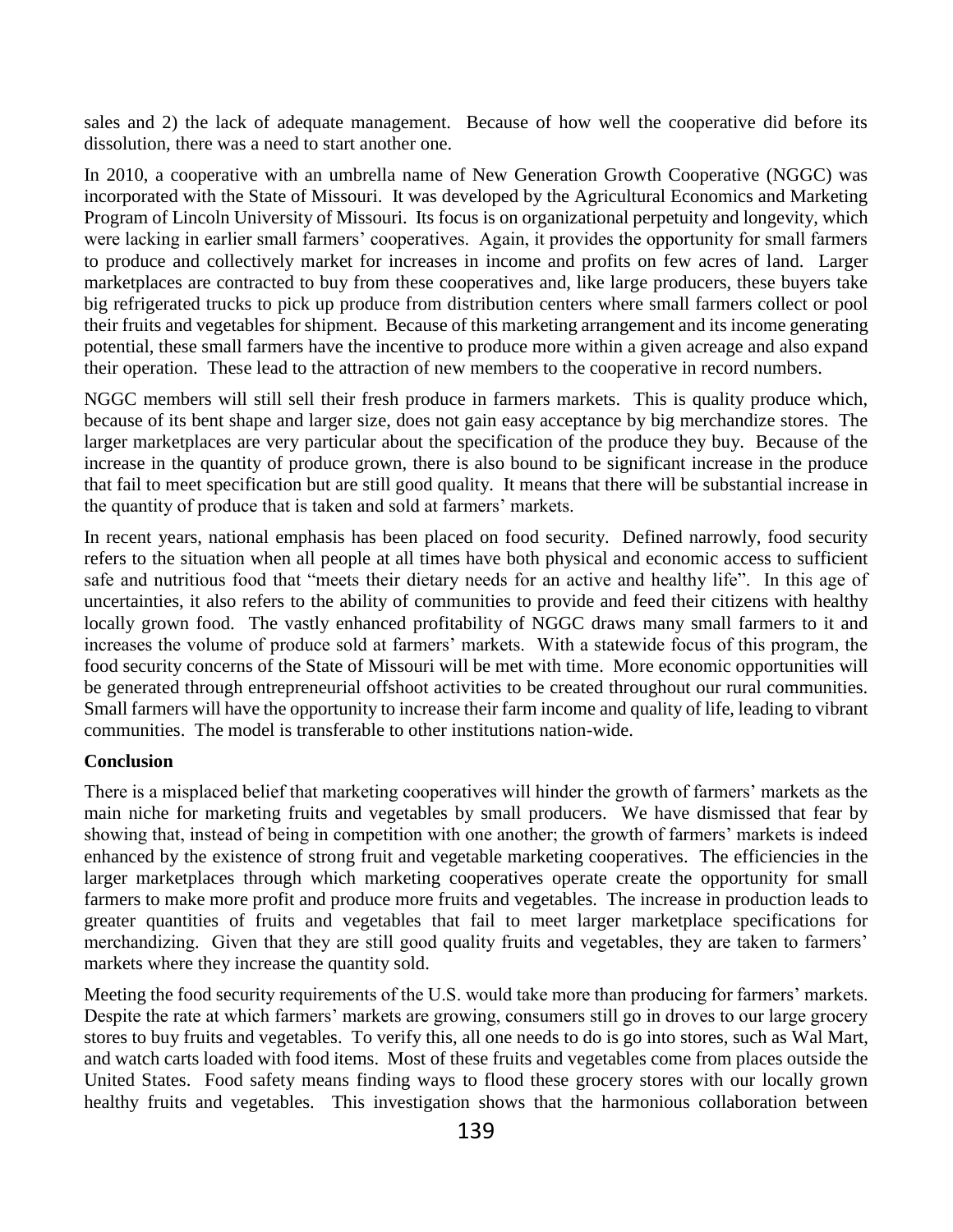sales and 2) the lack of adequate management. Because of how well the cooperative did before its dissolution, there was a need to start another one.

In 2010, a cooperative with an umbrella name of New Generation Growth Cooperative (NGGC) was incorporated with the State of Missouri. It was developed by the Agricultural Economics and Marketing Program of Lincoln University of Missouri. Its focus is on organizational perpetuity and longevity, which were lacking in earlier small farmers' cooperatives. Again, it provides the opportunity for small farmers to produce and collectively market for increases in income and profits on few acres of land. Larger marketplaces are contracted to buy from these cooperatives and, like large producers, these buyers take big refrigerated trucks to pick up produce from distribution centers where small farmers collect or pool their fruits and vegetables for shipment. Because of this marketing arrangement and its income generating potential, these small farmers have the incentive to produce more within a given acreage and also expand their operation. These lead to the attraction of new members to the cooperative in record numbers.

NGGC members will still sell their fresh produce in farmers markets. This is quality produce which, because of its bent shape and larger size, does not gain easy acceptance by big merchandize stores. The larger marketplaces are very particular about the specification of the produce they buy. Because of the increase in the quantity of produce grown, there is also bound to be significant increase in the produce that fail to meet specification but are still good quality. It means that there will be substantial increase in the quantity of produce that is taken and sold at farmers' markets.

In recent years, national emphasis has been placed on food security. Defined narrowly, food security refers to the situation when all people at all times have both physical and economic access to sufficient safe and nutritious food that "meets their dietary needs for an active and healthy life". In this age of uncertainties, it also refers to the ability of communities to provide and feed their citizens with healthy locally grown food. The vastly enhanced profitability of NGGC draws many small farmers to it and increases the volume of produce sold at farmers' markets. With a statewide focus of this program, the food security concerns of the State of Missouri will be met with time. More economic opportunities will be generated through entrepreneurial offshoot activities to be created throughout our rural communities. Small farmers will have the opportunity to increase their farm income and quality of life, leading to vibrant communities. The model is transferable to other institutions nation-wide.

**Conclusion**

There is a misplaced belief that marketing cooperatives will hinder the growth of farmers' markets as the main niche for marketing fruits and vegetables by small producers. We have dismissed that fear by showing that, instead of being in competition with one another; the growth of farmers' markets is indeed enhanced by the existence of strong fruit and vegetable marketing cooperatives. The efficiencies in the larger marketplaces through which marketing cooperatives operate create the opportunity for small farmers to make more profit and produce more fruits and vegetables. The increase in production leads to greater quantities of fruits and vegetables that fail to meet larger marketplace specifications for merchandizing. Given that they are still good quality fruits and vegetables, they are taken to farmers' markets where they increase the quantity sold.

Meeting the food security requirements of the U.S. would take more than producing for farmers' markets. Despite the rate at which farmers' markets are growing, consumers still go in droves to our large grocery stores to buy fruits and vegetables. To verify this, all one needs to do is go into stores, such as Wal Mart, and watch carts loaded with food items. Most of these fruits and vegetables come from places outside the United States. Food safety means finding ways to flood these grocery stores with our locally grown healthy fruits and vegetables. This investigation shows that the harmonious collaboration between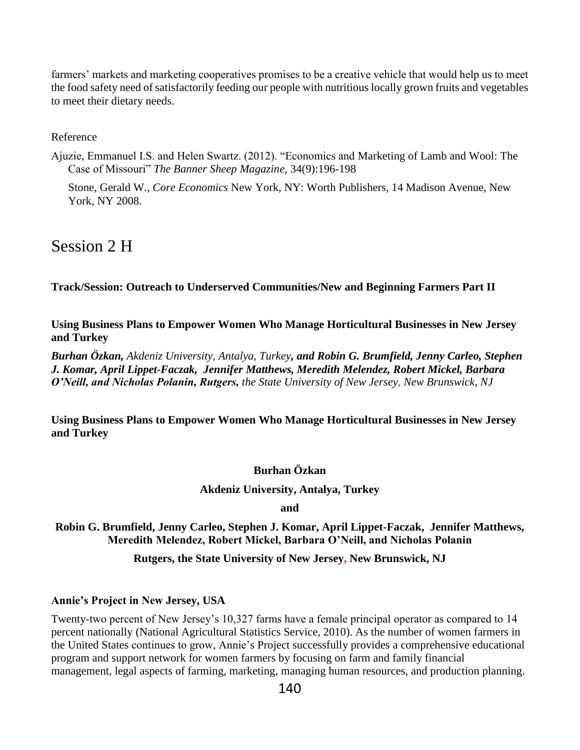farmers' markets and marketing cooperatives promises to be a creative vehicle that would help us to meet the food safety need of satisfactorily feeding our people with nutritious locally grown fruits and vegetables to meet their dietary needs.

Reference

Ajuzie, Emmanuel I.S. and Helen Swartz. (2012). "Economics and Marketing of Lamb and Wool: The Case of Missouri" *The Banner Sheep Magazine,* 34(9):196-198

Stone, Gerald W., *Core Economics* New York, NY: Worth Publishers, 14 Madison Avenue, New York, NY 2008.

# Session 2 H

**Track/Session: Outreach to Underserved Communities/New and Beginning Farmers Part II**

**Using Business Plans to Empower Women Who Manage Horticultural Businesses in New Jersey and Turkey**

***Burhan Özkan,*** *Akdeniz University, Antalya, Turkey****, and Robin G. Brumfield, Jenny Carleo, Stephen J. Komar, April Lippet-Faczak, Jennifer Matthews, Meredith Melendez, Robert Mickel, Barbara O'Neill, and Nicholas Polanin, Rutgers,*** *the State University of New Jersey, New Brunswick, NJ*

**Using Business Plans to Empower Women Who Manage Horticultural Businesses in New Jersey and Turkey**

**Burhan Özkan**

**Akdeniz University, Antalya, Turkey**

**and**

**Robin G. Brumfield, Jenny Carleo, Stephen J. Komar, April Lippet-Faczak, Jennifer Matthews, Meredith Melendez, Robert Mickel, Barbara O'Neill, and Nicholas Polanin**

**Rutgers, the State University of New Jersey, New Brunswick, NJ**

**Annie's Project in New Jersey, USA**

Twenty-two percent of New Jersey's 10,327 farms have a female principal operator as compared to 14 percent nationally (National Agricultural Statistics Service, 2010). As the number of women farmers in the United States continues to grow, Annie's Project successfully provides a comprehensive educational program and support network for women farmers by focusing on farm and family financial management, legal aspects of farming, marketing, managing human resources, and production planning.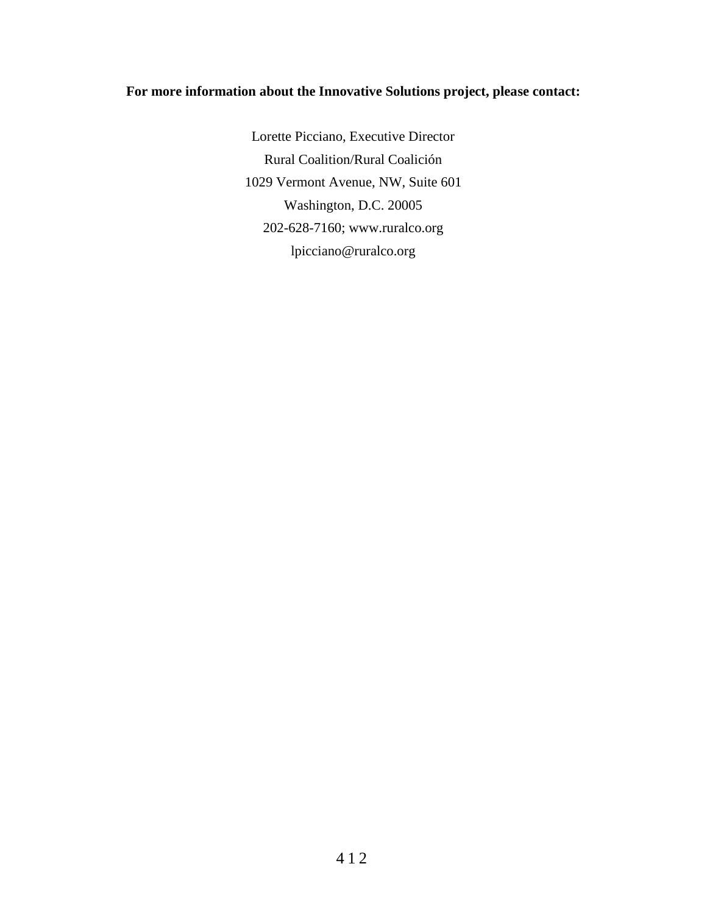**For more information about the Innovative Solutions project, please contact:**

Lorette Picciano, Executive Director
Rural Coalition/Rural Coalición
1029 Vermont Avenue, NW, Suite 601
Washington, D.C. 20005
202-628-7160; www.ruralco.org
lpicciano@ruralco.org